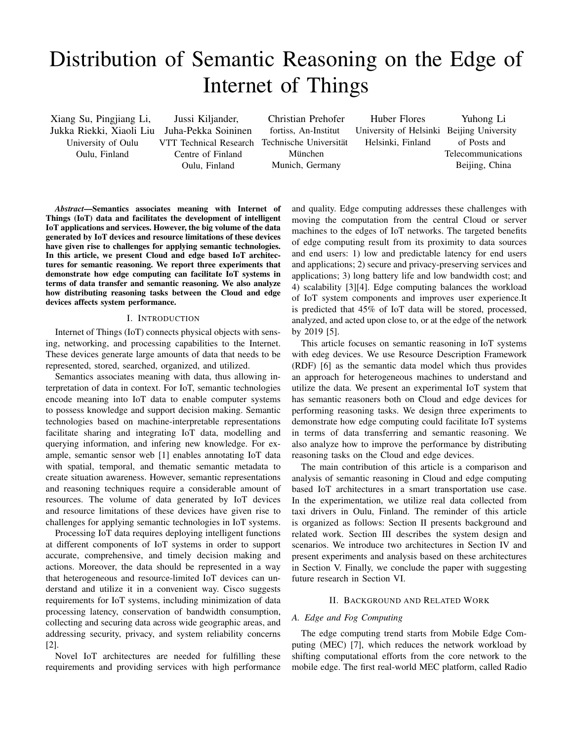# Distribution of Semantic Reasoning on the Edge of Internet of Things

Xiang Su, Pingjiang Li, Jukka Riekki, Xiaoli Liu
University of Oulu
Oulu, Finland

Jussi Kiljander, Juha-Pekka Soininen
VTT Technical Research Centre of Finland
Oulu, Finland

Christian Prehofer
fortiss, An-Institut Technische Universität München
Munich, Germany

Huber Flores
University of Helsinki
Helsinki, Finland

Yuhong Li
Beijing University of Posts and Telecommunications
Beijing, China

***Abstract*—Semantics associates meaning with Internet of Things (IoT) data and facilitates the development of intelligent IoT applications and services. However, the big volume of the data generated by IoT devices and resource limitations of these devices have given rise to challenges for applying semantic technologies. In this article, we present Cloud and edge based IoT architectures for semantic reasoning. We report three experiments that demonstrate how edge computing can facilitate IoT systems in terms of data transfer and semantic reasoning. We also analyze how distributing reasoning tasks between the Cloud and edge devices affects system performance.**

## I. Introduction

Internet of Things (IoT) connects physical objects with sensing, networking, and processing capabilities to the Internet. These devices generate large amounts of data that needs to be represented, stored, searched, organized, and utilized.

Semantics associates meaning with data, thus allowing interpretation of data in context. For IoT, semantic technologies encode meaning into IoT data to enable computer systems to possess knowledge and support decision making. Semantic technologies based on machine-interpretable representations facilitate sharing and integrating IoT data, modelling and querying information, and infering new knowledge. For example, semantic sensor web [1] enables annotating IoT data with spatial, temporal, and thematic semantic metadata to create situation awareness. However, semantic representations and reasoning techniques require a considerable amount of resources. The volume of data generated by IoT devices and resource limitations of these devices have given rise to challenges for applying semantic technologies in IoT systems.

Processing IoT data requires deploying intelligent functions at different components of IoT systems in order to support accurate, comprehensive, and timely decision making and actions. Moreover, the data should be represented in a way that heterogeneous and resource-limited IoT devices can understand and utilize it in a convenient way. Cisco suggests requirements for IoT systems, including minimization of data processing latency, conservation of bandwidth consumption, collecting and securing data across wide geographic areas, and addressing security, privacy, and system reliability concerns [2].

Novel IoT architectures are needed for fulfilling these requirements and providing services with high performance and quality. Edge computing addresses these challenges with moving the computation from the central Cloud or server machines to the edges of IoT networks. The targeted benefits of edge computing result from its proximity to data sources and end users: 1) low and predictable latency for end users and applications; 2) secure and privacy-preserving services and applications; 3) long battery life and low bandwidth cost; and 4) scalability [3][4]. Edge computing balances the workload of IoT system components and improves user experience.It is predicted that 45% of IoT data will be stored, processed, analyzed, and acted upon close to, or at the edge of the network by 2019 [5].

This article focuses on semantic reasoning in IoT systems with edeg devices. We use Resource Description Framework (RDF) [6] as the semantic data model which thus provides an approach for heterogeneous machines to understand and utilize the data. We present an experimental IoT system that has semantic reasoners both on Cloud and edge devices for performing reasoning tasks. We design three experiments to demonstrate how edge computing could facilitate IoT systems in terms of data transferring and semantic reasoning. We also analyze how to improve the performance by distributing reasoning tasks on the Cloud and edge devices.

The main contribution of this article is a comparison and analysis of semantic reasoning in Cloud and edge computing based IoT architectures in a smart transportation use case. In the experimentation, we utilize real data collected from taxi drivers in Oulu, Finland. The reminder of this article is organized as follows: Section II presents background and related work. Section III describes the system design and scenarios. We introduce two architectures in Section IV and present experiments and analysis based on these architectures in Section V. Finally, we conclude the paper with suggesting future research in Section VI.

## II. Background and Related Work

### A. Edge and Fog Computing

The edge computing trend starts from Mobile Edge Computing (MEC) [7], which reduces the network workload by shifting computational efforts from the core network to the mobile edge. The first real-world MEC platform, called Radio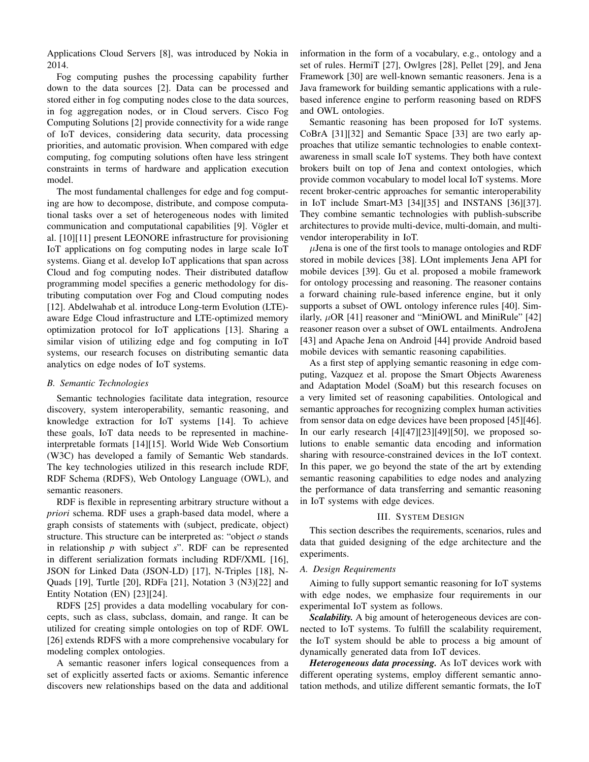Applications Cloud Servers [8], was introduced by Nokia in 2014.

Fog computing pushes the processing capability further down to the data sources [2]. Data can be processed and stored either in fog computing nodes close to the data sources, in fog aggregation nodes, or in Cloud servers. Cisco Fog Computing Solutions [2] provide connectivity for a wide range of IoT devices, considering data security, data processing priorities, and automatic provision. When compared with edge computing, fog computing solutions often have less stringent constraints in terms of hardware and application execution model.

The most fundamental challenges for edge and fog computing are how to decompose, distribute, and compose computational tasks over a set of heterogeneous nodes with limited communication and computational capabilities [9]. Vögler et al. [10][11] present LEONORE infrastructure for provisioning IoT applications on fog computing nodes in large scale IoT systems. Giang et al. develop IoT applications that span across Cloud and fog computing nodes. Their distributed dataflow programming model specifies a generic methodology for distributing computation over Fog and Cloud computing nodes [12]. Abdelwahab et al. introduce Long-term Evolution (LTE)-aware Edge Cloud infrastructure and LTE-optimized memory optimization protocol for IoT applications [13]. Sharing a similar vision of utilizing edge and fog computing in IoT systems, our research focuses on distributing semantic data analytics on edge nodes of IoT systems.

### *B. Semantic Technologies*

Semantic technologies facilitate data integration, resource discovery, system interoperability, semantic reasoning, and knowledge extraction for IoT systems [14]. To achieve these goals, IoT data needs to be represented in machine-interpretable formats [14][15]. World Wide Web Consortium (W3C) has developed a family of Semantic Web standards. The key technologies utilized in this research include RDF, RDF Schema (RDFS), Web Ontology Language (OWL), and semantic reasoners.

RDF is flexible in representing arbitrary structure without a *priori* schema. RDF uses a graph-based data model, where a graph consists of statements with (subject, predicate, object) structure. This structure can be interpreted as: "object $o$ stands in relationship $p$ with subject $s$". RDF can be represented in different serialization formats including RDF/XML [16], JSON for Linked Data (JSON-LD) [17], N-Triples [18], N-Quads [19], Turtle [20], RDFa [21], Notation 3 (N3)[22] and Entity Notation (EN) [23][24].

RDFS [25] provides a data modelling vocabulary for concepts, such as class, subclass, domain, and range. It can be utilized for creating simple ontologies on top of RDF. OWL [26] extends RDFS with a more comprehensive vocabulary for modeling complex ontologies.

A semantic reasoner infers logical consequences from a set of explicitly asserted facts or axioms. Semantic inference discovers new relationships based on the data and additional information in the form of a vocabulary, e.g., ontology and a set of rules. HermiT [27], Owlgres [28], Pellet [29], and Jena Framework [30] are well-known semantic reasoners. Jena is a Java framework for building semantic applications with a rule-based inference engine to perform reasoning based on RDFS and OWL ontologies.

Semantic reasoning has been proposed for IoT systems. CoBrA [31][32] and Semantic Space [33] are two early approaches that utilize semantic technologies to enable context-awareness in small scale IoT systems. They both have context brokers built on top of Jena and context ontologies, which provide common vocabulary to model local IoT systems. More recent broker-centric approaches for semantic interoperability in IoT include Smart-M3 [34][35] and INSTANS [36][37]. They combine semantic technologies with publish-subscribe architectures to provide multi-device, multi-domain, and multi-vendor interoperability in IoT.

$\mu$Jena is one of the first tools to manage ontologies and RDF stored in mobile devices [38]. LOnt implements Jena API for mobile devices [39]. Gu et al. proposed a mobile framework for ontology processing and reasoning. The reasoner contains a forward chaining rule-based inference engine, but it only supports a subset of OWL ontology inference rules [40]. Similarly, $\mu$OR [41] reasoner and "MiniOWL and MiniRule" [42] reasoner reason over a subset of OWL entailments. AndroJena [43] and Apache Jena on Android [44] provide Android based mobile devices with semantic reasoning capabilities.

As a first step of applying semantic reasoning in edge computing, Vazquez et al. propose the Smart Objects Awareness and Adaptation Model (SoaM) but this research focuses on a very limited set of reasoning capabilities. Ontological and semantic approaches for recognizing complex human activities from sensor data on edge devices have been proposed [45][46]. In our early research [4][47][23][49][50], we proposed solutions to enable semantic data encoding and information sharing with resource-constrained devices in the IoT context. In this paper, we go beyond the state of the art by extending semantic reasoning capabilities to edge nodes and analyzing the performance of data transferring and semantic reasoning in IoT systems with edge devices.

## III. System Design

This section describes the requirements, scenarios, rules and data that guided designing of the edge architecture and the experiments.

### *A. Design Requirements*

Aiming to fully support semantic reasoning for IoT systems with edge nodes, we emphasize four requirements in our experimental IoT system as follows.

***Scalability.*** A big amount of heterogeneous devices are connected to IoT systems. To fulfill the scalability requirement, the IoT system should be able to process a big amount of dynamically generated data from IoT devices.

***Heterogeneous data processing.*** As IoT devices work with different operating systems, employ different semantic annotation methods, and utilize different semantic formats, the IoT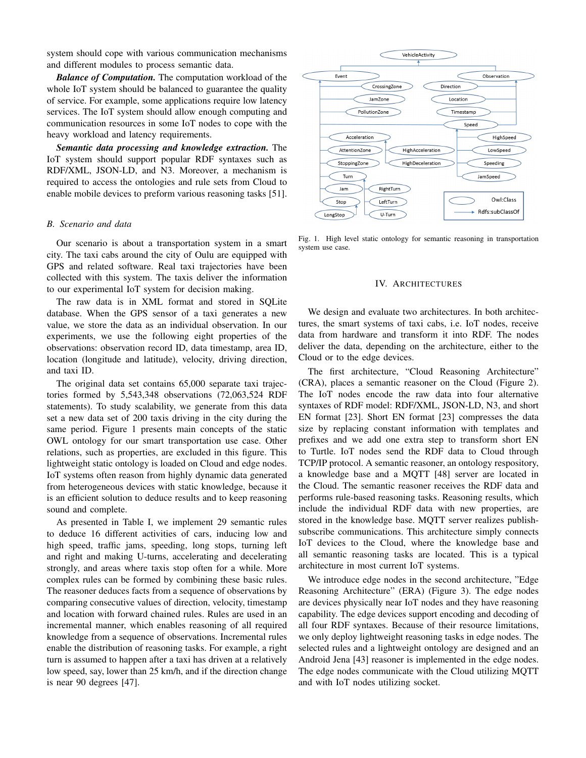system should cope with various communication mechanisms and different modules to process semantic data.

***Balance of Computation.*** The computation workload of the whole IoT system should be balanced to guarantee the quality of service. For example, some applications require low latency services. The IoT system should allow enough computing and communication resources in some IoT nodes to cope with the heavy workload and latency requirements.

***Semantic data processing and knowledge extraction.*** The IoT system should support popular RDF syntaxes such as RDF/XML, JSON-LD, and N3. Moreover, a mechanism is required to access the ontologies and rule sets from Cloud to enable mobile devices to preform various reasoning tasks [51].

## *B. Scenario and data*

Our scenario is about a transportation system in a smart city. The taxi cabs around the city of Oulu are equipped with GPS and related software. Real taxi trajectories have been collected with this system. The taxis deliver the information to our experimental IoT system for decision making.

The raw data is in XML format and stored in SQLite database. When the GPS sensor of a taxi generates a new value, we store the data as an individual observation. In our experiments, we use the following eight properties of the observations: observation record ID, data timestamp, area ID, location (longitude and latitude), velocity, driving direction, and taxi ID.

The original data set contains 65,000 separate taxi trajectories formed by 5,543,348 observations (72,063,524 RDF statements). To study scalability, we generate from this data set a new data set of 200 taxis driving in the city during the same period. Figure 1 presents main concepts of the static OWL ontology for our smart transportation use case. Other relations, such as properties, are excluded in this figure. This lightweight static ontology is loaded on Cloud and edge nodes. IoT systems often reason from highly dynamic data generated from heterogeneous devices with static knowledge, because it is an efficient solution to deduce results and to keep reasoning sound and complete.

As presented in Table I, we implement 29 semantic rules to deduce 16 different activities of cars, inducing low and high speed, traffic jams, speeding, long stops, turning left and right and making U-turns, accelerating and decelerating strongly, and areas where taxis stop often for a while. More complex rules can be formed by combining these basic rules. The reasoner deduces facts from a sequence of observations by comparing consecutive values of direction, velocity, timestamp and location with forward chained rules. Rules are used in an incremental manner, which enables reasoning of all required knowledge from a sequence of observations. Incremental rules enable the distribution of reasoning tasks. For example, a right turn is assumed to happen after a taxi has driven at a relatively low speed, say, lower than 25 km/h, and if the direction change is near 90 degrees [47].

Fig. 1. High level static ontology for semantic reasoning in transportation system use case.

# IV. Architectures

We design and evaluate two architectures. In both architectures, the smart systems of taxi cabs, i.e. IoT nodes, receive data from hardware and transform it into RDF. The nodes deliver the data, depending on the architecture, either to the Cloud or to the edge devices.

The first architecture, "Cloud Reasoning Architecture" (CRA), places a semantic reasoner on the Cloud (Figure 2). The IoT nodes encode the raw data into four alternative syntaxes of RDF model: RDF/XML, JSON-LD, N3, and short EN format [23]. Short EN format [23] compresses the data size by replacing constant information with templates and prefixes and we add one extra step to transform short EN to Turtle. IoT nodes send the RDF data to Cloud through TCP/IP protocol. A semantic reasoner, an ontology respository, a knowledge base and a MQTT [48] server are located in the Cloud. The semantic reasoner receives the RDF data and performs rule-based reasoning tasks. Reasoning results, which include the individual RDF data with new properties, are stored in the knowledge base. MQTT server realizes publish-subscribe communications. This architecture simply connects IoT devices to the Cloud, where the knowledge base and all semantic reasoning tasks are located. This is a typical architecture in most current IoT systems.

We introduce edge nodes in the second architecture, "Edge Reasoning Architecture" (ERA) (Figure 3). The edge nodes are devices physically near IoT nodes and they have reasoning capability. The edge devices support encoding and decoding of all four RDF syntaxes. Because of their resource limitations, we only deploy lightweight reasoning tasks in edge nodes. The selected rules and a lightweight ontology are designed and an Android Jena [43] reasoner is implemented in the edge nodes. The edge nodes communicate with the Cloud utilizing MQTT and with IoT nodes utilizing socket.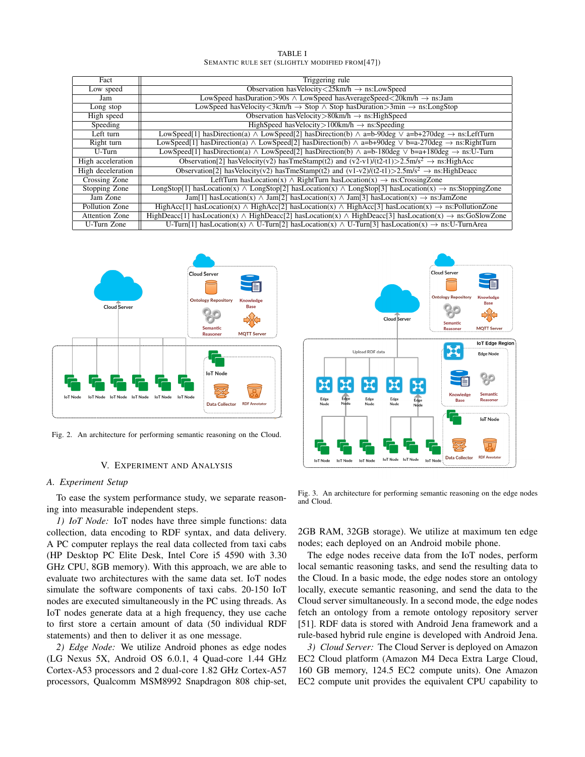TABLE I

SEMANTIC RULE SET (SLIGHTLY MODIFIED FROM[47])

| Fact | Triggering rule |
|---|---|
| Low speed | Observation hasVelocity<25km/h → ns:LowSpeed |
| Jam | LowSpeed hasDuration>90s ∧ LowSpeed hasAverageSpeed<20km/h → ns:Jam |
| Long stop | LowSpeed hasVelocity<3km/h → Stop ∧ Stop hasDuration>3min → ns:LongStop |
| High speed | Observation hasVelocity>80km/h → ns:HighSpeed |
| Speeding | HighSpeed hasVelocity>100km/h → ns:Speeding |
| Left turn | LowSpeed[1] hasDirection(a) ∧ LowSpeed[2] hasDirection(b) ∧ a=b-90deg ∨ a=b+270deg → ns:LeftTurn |
| Right turn | LowSpeed[1] hasDirection(a) ∧ LowSpeed[2] hasDirection(b) ∧ a=b+90deg ∨ b=a-270deg → ns:RightTurn |
| U-Turn | LowSpeed[1] hasDirection(a) ∧ LowSpeed[2] hasDirection(b) ∧ a=b-180deg ∨ b=a+180deg → ns:U-Turn |
| High acceleration | Observation[2] hasVelocity(v2) hasTmeStamp(t2) and (v2-v1)/(t2-t1)>2.5m/s$^2$ → ns:HighAcc |
| High deceleration | Observation[2] hasVelocity(v2) hasTmeStamp(t2) and (v1-v2)/(t2-t1)>2.5m/s$^2$ → ns:HighDeacc |
| Crossing Zone | LeftTurn hasLocation(x) ∧ RightTurn hasLocation(x) → ns:CrossingZone |
| Stopping Zone | LongStop[1] hasLocation(x) ∧ LongStop[2] hasLocation(x) ∧ LongStop[3] hasLocation(x) → ns:StoppingZone |
| Jam Zone | Jam[1] hasLocation(x) ∧ Jam[2] hasLocation(x) ∧ Jam[3] hasLocation(x) → ns:JamZone |
| Pollution Zone | HighAcc[1] hasLocation(x) ∧ HighAcc[2] hasLocation(x) ∧ HighAcc[3] hasLocation(x) → ns:PollutionZone |
| Attention Zone | HighDeacc[1] hasLocation(x) ∧ HighDeacc[2] hasLocation(x) ∧ HighDeacc[3] hasLocation(x) → ns:GoSlowZone |
| U-Turn Zone | U-Turn[1] hasLocation(x) ∧ U-Turn[2] hasLocation(x) ∧ U-Turn[3] hasLocation(x) → ns:U-TurnArea |

Fig. 2. An architecture for performing semantic reasoning on the Cloud.

Fig. 3. An architecture for performing semantic reasoning on the edge nodes and Cloud.

## V. EXPERIMENT AND ANALYSIS

### A. Experiment Setup

To ease the system performance study, we separate reasoning into measurable independent steps.

*1) IoT Node:* IoT nodes have three simple functions: data collection, data encoding to RDF syntax, and data delivery. A PC computer replays the real data collected from taxi cabs (HP Desktop PC Elite Desk, Intel Core i5 4590 with 3.30 GHz CPU, 8GB memory). With this approach, we are able to evaluate two architectures with the same data set. IoT nodes simulate the software components of taxi cabs. 20-150 IoT nodes are executed simultaneously in the PC using threads. As IoT nodes generate data at a high frequency, they use cache to first store a certain amount of data (50 individual RDF statements) and then to deliver it as one message.

*2) Edge Node:* We utilize Android phones as edge nodes (LG Nexus 5X, Android OS 6.0.1, 4 Quad-core 1.44 GHz Cortex-A53 processors and 2 dual-core 1.82 GHz Cortex-A57 processors, Qualcomm MSM8992 Snapdragon 808 chip-set, 2GB RAM, 32GB storage). We utilize at maximum ten edge nodes; each deployed on an Android mobile phone.

The edge nodes receive data from the IoT nodes, perform local semantic reasoning tasks, and send the resulting data to the Cloud. In a basic mode, the edge nodes store an ontology locally, execute semantic reasoning, and send the data to the Cloud server simultaneously. In a second mode, the edge nodes fetch an ontology from a remote ontology repository server [51]. RDF data is stored with Android Jena framework and a rule-based hybrid rule engine is developed with Android Jena.

*3) Cloud Server:* The Cloud Server is deployed on Amazon EC2 Cloud platform (Amazon M4 Deca Extra Large Cloud, 160 GB memory, 124.5 EC2 compute units). One Amazon EC2 compute unit provides the equivalent CPU capability to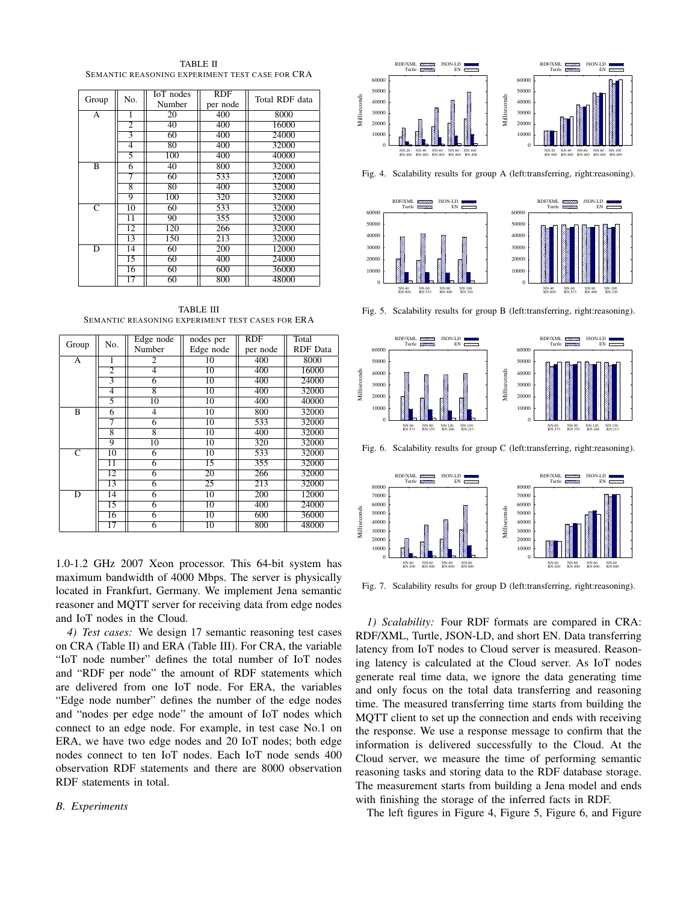TABLE II
SEMANTIC REASONING EXPERIMENT TEST CASE FOR CRA

| Group | No. | IoT nodes Number | RDF per node | Total RDF data |
|---|---|---|---|---|
| A | 1 | 20 | 400 | 8000 |
| | 2 | 40 | 400 | 16000 |
| | 3 | 60 | 400 | 24000 |
| | 4 | 80 | 400 | 32000 |
| | 5 | 100 | 400 | 40000 |
| B | 6 | 40 | 800 | 32000 |
| | 7 | 60 | 533 | 32000 |
| | 8 | 80 | 400 | 32000 |
| | 9 | 100 | 320 | 32000 |
| C | 10 | 60 | 533 | 32000 |
| | 11 | 90 | 355 | 32000 |
| | 12 | 120 | 266 | 32000 |
| | 13 | 150 | 213 | 32000 |
| D | 14 | 60 | 200 | 12000 |
| | 15 | 60 | 400 | 24000 |
| | 16 | 60 | 600 | 36000 |
| | 17 | 60 | 800 | 48000 |

TABLE III
SEMANTIC REASONING EXPERIMENT TEST CASES FOR ERA

| Group | No. | Edge node Number | nodes per Edge node | RDF per node | Total RDF Data |
|---|---|---|---|---|---|
| A | 1 | 2 | 10 | 400 | 8000 |
| | 2 | 4 | 10 | 400 | 16000 |
| | 3 | 6 | 10 | 400 | 24000 |
| | 4 | 8 | 10 | 400 | 32000 |
| | 5 | 10 | 10 | 400 | 40000 |
| B | 6 | 4 | 10 | 800 | 32000 |
| | 7 | 6 | 10 | 533 | 32000 |
| | 8 | 8 | 10 | 400 | 32000 |
| | 9 | 10 | 10 | 320 | 32000 |
| C | 10 | 6 | 10 | 533 | 32000 |
| | 11 | 6 | 15 | 355 | 32000 |
| | 12 | 6 | 20 | 266 | 32000 |
| | 13 | 6 | 25 | 213 | 32000 |
| D | 14 | 6 | 10 | 200 | 12000 |
| | 15 | 6 | 10 | 400 | 24000 |
| | 16 | 6 | 10 | 600 | 36000 |
| | 17 | 6 | 10 | 800 | 48000 |

1.0-1.2 GHz 2007 Xeon processor. This 64-bit system has maximum bandwidth of 4000 Mbps. The server is physically located in Frankfurt, Germany. We implement Jena semantic reasoner and MQTT server for receiving data from edge nodes and IoT nodes in the Cloud.

*4) Test cases:* We design 17 semantic reasoning test cases on CRA (Table II) and ERA (Table III). For CRA, the variable "IoT node number" defines the total number of IoT nodes and "RDF per node" the amount of RDF statements which are delivered from one IoT node. For ERA, the variables "Edge node number" defines the number of the edge nodes and "nodes per edge node" the amount of IoT nodes which connect to an edge node. For example, in test case No.1 on ERA, we have two edge nodes and 20 IoT nodes; both edge nodes connect to ten IoT nodes. Each IoT node sends 400 observation RDF statements and there are 8000 observation RDF statements in total.

### B. Experiments

Fig. 4. Scalability results for group A (left:transferring, right:reasoning).

Fig. 5. Scalability results for group B (left:transferring, right:reasoning).

Fig. 6. Scalability results for group C (left:transferring, right:reasoning).

Fig. 7. Scalability results for group D (left:transferring, right:reasoning).

*1) Scalability:* Four RDF formats are compared in CRA: RDF/XML, Turtle, JSON-LD, and short EN. Data transferring latency from IoT nodes to Cloud server is measured. Reasoning latency is calculated at the Cloud server. As IoT nodes generate real time data, we ignore the data generating time and only focus on the total data transferring and reasoning time. The measured transferring time starts from building the MQTT client to set up the connection and ends with receiving the response. We use a response message to confirm that the information is delivered successfully to the Cloud. At the Cloud server, we measure the time of performing semantic reasoning tasks and storing data to the RDF database storage. The measurement starts from building a Jena model and ends with finishing the storage of the inferred facts in RDF.

The left figures in Figure 4, Figure 5, Figure 6, and Figure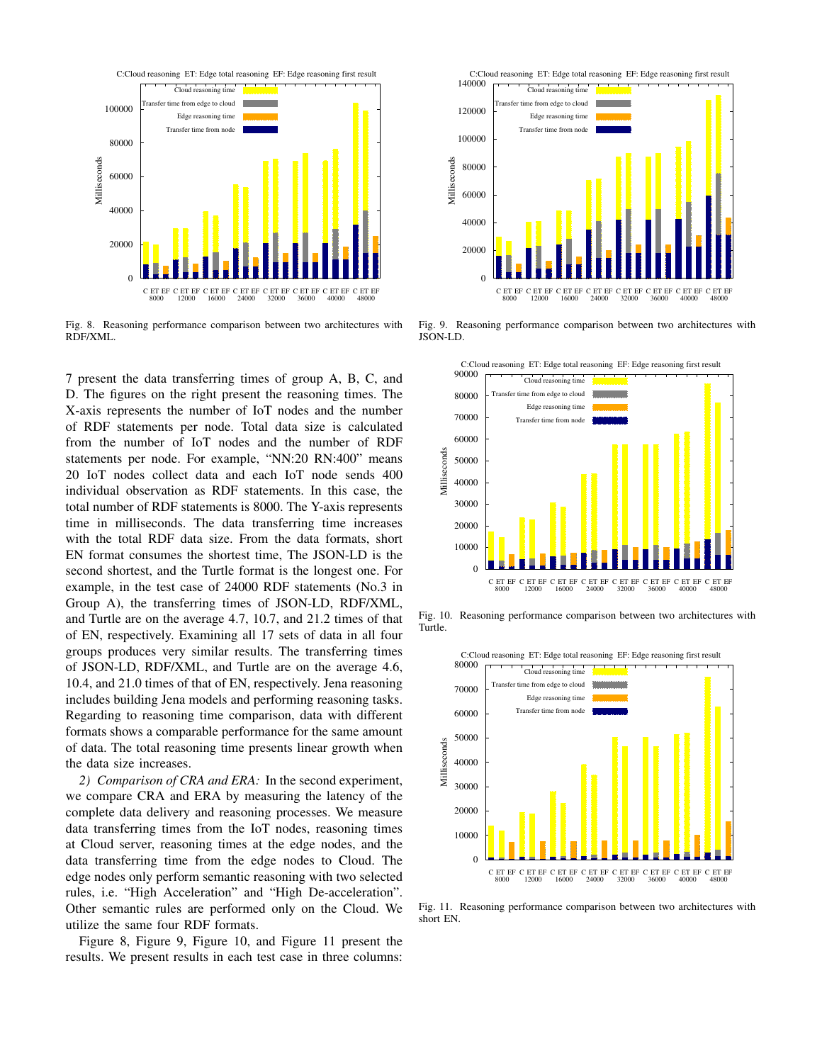Fig. 8. Reasoning performance comparison between two architectures with RDF/XML.

Fig. 9. Reasoning performance comparison between two architectures with JSON-LD.

Fig. 10. Reasoning performance comparison between two architectures with Turtle.

Fig. 11. Reasoning performance comparison between two architectures with short EN.

7 present the data transferring times of group A, B, C, and D. The figures on the right present the reasoning times. The X-axis represents the number of IoT nodes and the number of RDF statements per node. Total data size is calculated from the number of IoT nodes and the number of RDF statements per node. For example, "NN:20 RN:400" means 20 IoT nodes collect data and each IoT node sends 400 individual observation as RDF statements. In this case, the total number of RDF statements is 8000. The Y-axis represents time in milliseconds. The data transferring time increases with the total RDF data size. From the data formats, short EN format consumes the shortest time, The JSON-LD is the second shortest, and the Turtle format is the longest one. For example, in the test case of 24000 RDF statements (No.3 in Group A), the transferring times of JSON-LD, RDF/XML, and Turtle are on the average 4.7, 10.7, and 21.2 times of that of EN, respectively. Examining all 17 sets of data in all four groups produces very similar results. The transferring times of JSON-LD, RDF/XML, and Turtle are on the average 4.6, 10.4, and 21.0 times of that of EN, respectively. Jena reasoning includes building Jena models and performing reasoning tasks. Regarding to reasoning time comparison, data with different formats shows a comparable performance for the same amount of data. The total reasoning time presents linear growth when the data size increases.

*2) Comparison of CRA and ERA:* In the second experiment, we compare CRA and ERA by measuring the latency of the complete data delivery and reasoning processes. We measure data transferring times from the IoT nodes, reasoning times at Cloud server, reasoning times at the edge nodes, and the data transferring time from the edge nodes to Cloud. The edge nodes only perform semantic reasoning with two selected rules, i.e. "High Acceleration" and "High De-acceleration". Other semantic rules are performed only on the Cloud. We utilize the same four RDF formats.

Figure 8, Figure 9, Figure 10, and Figure 11 present the results. We present results in each test case in three columns: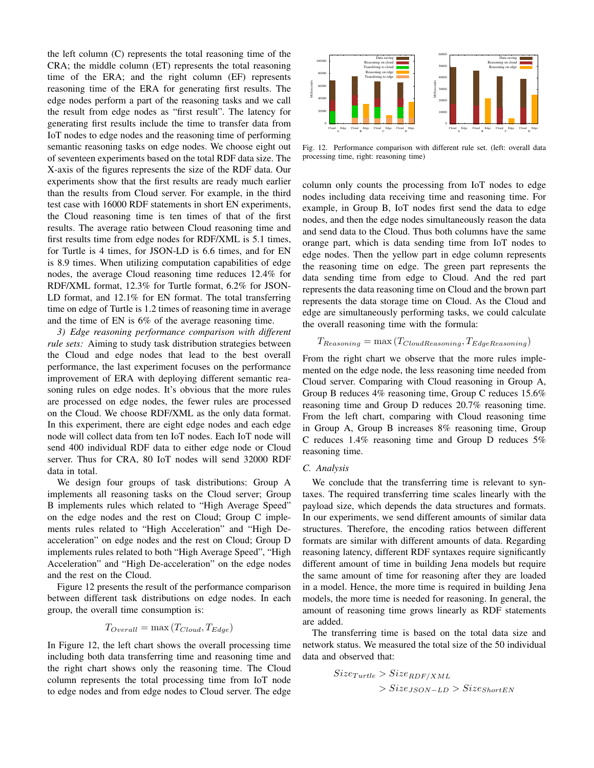the left column (C) represents the total reasoning time of the CRA; the middle column (ET) represents the total reasoning time of the ERA; and the right column (EF) represents reasoning time of the ERA for generating first results. The edge nodes perform a part of the reasoning tasks and we call the result from edge nodes as "first result". The latency for generating first results include the time to transfer data from IoT nodes to edge nodes and the reasoning time of performing semantic reasoning tasks on edge nodes. We choose eight out of seventeen experiments based on the total RDF data size. The X-axis of the figures represents the size of the RDF data. Our experiments show that the first results are ready much earlier than the results from Cloud server. For example, in the third test case with 16000 RDF statements in short EN experiments, the Cloud reasoning time is ten times of that of the first results. The average ratio between Cloud reasoning time and first results time from edge nodes for RDF/XML is 5.1 times, for Turtle is 4 times, for JSON-LD is 6.6 times, and for EN is 8.9 times. When utilizing computation capabilities of edge nodes, the average Cloud reasoning time reduces 12.4% for RDF/XML format, 12.3% for Turtle format, 6.2% for JSON-LD format, and 12.1% for EN format. The total transferring time on edge of Turtle is 1.2 times of reasoning time in average and the time of EN is 6% of the average reasoning time.

*3) Edge reasoning performance comparison with different rule sets:* Aiming to study task distribution strategies between the Cloud and edge nodes that lead to the best overall performance, the last experiment focuses on the performance improvement of ERA with deploying different semantic reasoning rules on edge nodes. It's obvious that the more rules are processed on edge nodes, the fewer rules are processed on the Cloud. We choose RDF/XML as the only data format. In this experiment, there are eight edge nodes and each edge node will collect data from ten IoT nodes. Each IoT node will send 400 individual RDF data to either edge node or Cloud server. Thus for CRA, 80 IoT nodes will send 32000 RDF data in total.

We design four groups of task distributions: Group A implements all reasoning tasks on the Cloud server; Group B implements rules which related to "High Average Speed" on the edge nodes and the rest on Cloud; Group C implements rules related to "High Acceleration" and "High De-acceleration" on edge nodes and the rest on Cloud; Group D implements rules related to both "High Average Speed", "High Acceleration" and "High De-acceleration" on the edge nodes and the rest on the Cloud.

Figure 12 presents the result of the performance comparison between different task distributions on edge nodes. In each group, the overall time consumption is:

$$T_{Overall} = \max\left(T_{Cloud}, T_{Edge}\right)$$

In Figure 12, the left chart shows the overall processing time including both data transferring time and reasoning time and the right chart shows only the reasoning time. The Cloud column represents the total processing time from IoT node to edge nodes and from edge nodes to Cloud server. The edge

Fig. 12. Performance comparison with different rule set. (left: overall data processing time, right: reasoning time)

column only counts the processing from IoT nodes to edge nodes including data receiving time and reasoning time. For example, in Group B, IoT nodes first send the data to edge nodes, and then the edge nodes simultaneously reason the data and send data to the Cloud. Thus both columns have the same orange part, which is data sending time from IoT nodes to edge nodes. Then the yellow part in edge column represents the reasoning time on edge. The green part represents the data sending time from edge to Cloud. And the red part represents the data reasoning time on Cloud and the brown part represents the data storage time on Cloud. As the Cloud and edge are simultaneously performing tasks, we could calculate the overall reasoning time with the formula:

$$T_{Reasoning} = \max\left(T_{CloudReasoning}, T_{EdgeReasoning}\right)$$

From the right chart we observe that the more rules implemented on the edge node, the less reasoning time needed from Cloud server. Comparing with Cloud reasoning in Group A, Group B reduces 4% reasoning time, Group C reduces 15.6% reasoning time and Group D reduces 20.7% reasoning time. From the left chart, comparing with Cloud reasoning time in Group A, Group B increases 8% reasoning time, Group C reduces 1.4% reasoning time and Group D reduces 5% reasoning time.

### C. Analysis

We conclude that the transferring time is relevant to syntaxes. The required transferring time scales linearly with the payload size, which depends the data structures and formats. In our experiments, we send different amounts of similar data structures. Therefore, the encoding ratios between different formats are similar with different amounts of data. Regarding reasoning latency, different RDF syntaxes require significantly different amount of time in building Jena models but require the same amount of time for reasoning after they are loaded in a model. Hence, the more time is required in building Jena models, the more time is needed for reasoning. In general, the amount of reasoning time grows linearly as RDF statements are added.

The transferring time is based on the total data size and network status. We measured the total size of the 50 individual data and observed that:

$$\begin{aligned} Size_{Turtle} &> Size_{RDF/XML} \\ &> Size_{JSON-LD} > Size_{ShortEN} \end{aligned}$$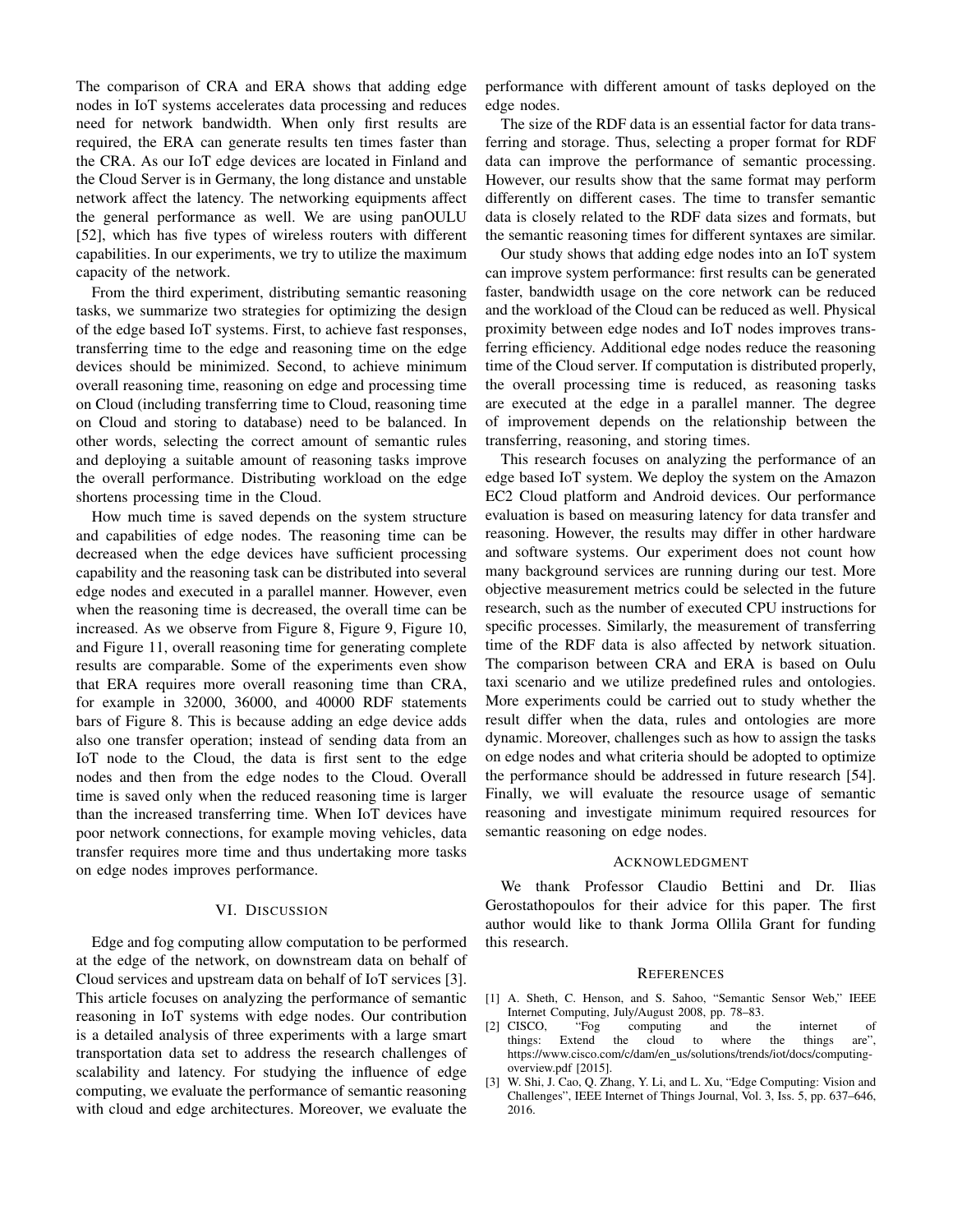The comparison of CRA and ERA shows that adding edge nodes in IoT systems accelerates data processing and reduces need for network bandwidth. When only first results are required, the ERA can generate results ten times faster than the CRA. As our IoT edge devices are located in Finland and the Cloud Server is in Germany, the long distance and unstable network affect the latency. The networking equipments affect the general performance as well. We are using panOULU [52], which has five types of wireless routers with different capabilities. In our experiments, we try to utilize the maximum capacity of the network.

From the third experiment, distributing semantic reasoning tasks, we summarize two strategies for optimizing the design of the edge based IoT systems. First, to achieve fast responses, transferring time to the edge and reasoning time on the edge devices should be minimized. Second, to achieve minimum overall reasoning time, reasoning on edge and processing time on Cloud (including transferring time to Cloud, reasoning time on Cloud and storing to database) need to be balanced. In other words, selecting the correct amount of semantic rules and deploying a suitable amount of reasoning tasks improve the overall performance. Distributing workload on the edge shortens processing time in the Cloud.

How much time is saved depends on the system structure and capabilities of edge nodes. The reasoning time can be decreased when the edge devices have sufficient processing capability and the reasoning task can be distributed into several edge nodes and executed in a parallel manner. However, even when the reasoning time is decreased, the overall time can be increased. As we observe from Figure 8, Figure 9, Figure 10, and Figure 11, overall reasoning time for generating complete results are comparable. Some of the experiments even show that ERA requires more overall reasoning time than CRA, for example in 32000, 36000, and 40000 RDF statements bars of Figure 8. This is because adding an edge device adds also one transfer operation; instead of sending data from an IoT node to the Cloud, the data is first sent to the edge nodes and then from the edge nodes to the Cloud. Overall time is saved only when the reduced reasoning time is larger than the increased transferring time. When IoT devices have poor network connections, for example moving vehicles, data transfer requires more time and thus undertaking more tasks on edge nodes improves performance.

## VI. Discussion

Edge and fog computing allow computation to be performed at the edge of the network, on downstream data on behalf of Cloud services and upstream data on behalf of IoT services [3]. This article focuses on analyzing the performance of semantic reasoning in IoT systems with edge nodes. Our contribution is a detailed analysis of three experiments with a large smart transportation data set to address the research challenges of scalability and latency. For studying the influence of edge computing, we evaluate the performance of semantic reasoning with cloud and edge architectures. Moreover, we evaluate the performance with different amount of tasks deployed on the edge nodes.

The size of the RDF data is an essential factor for data transferring and storage. Thus, selecting a proper format for RDF data can improve the performance of semantic processing. However, our results show that the same format may perform differently on different cases. The time to transfer semantic data is closely related to the RDF data sizes and formats, but the semantic reasoning times for different syntaxes are similar.

Our study shows that adding edge nodes into an IoT system can improve system performance: first results can be generated faster, bandwidth usage on the core network can be reduced and the workload of the Cloud can be reduced as well. Physical proximity between edge nodes and IoT nodes improves transferring efficiency. Additional edge nodes reduce the reasoning time of the Cloud server. If computation is distributed properly, the overall processing time is reduced, as reasoning tasks are executed at the edge in a parallel manner. The degree of improvement depends on the relationship between the transferring, reasoning, and storing times.

This research focuses on analyzing the performance of an edge based IoT system. We deploy the system on the Amazon EC2 Cloud platform and Android devices. Our performance evaluation is based on measuring latency for data transfer and reasoning. However, the results may differ in other hardware and software systems. Our experiment does not count how many background services are running during our test. More objective measurement metrics could be selected in the future research, such as the number of executed CPU instructions for specific processes. Similarly, the measurement of transferring time of the RDF data is also affected by network situation. The comparison between CRA and ERA is based on Oulu taxi scenario and we utilize predefined rules and ontologies. More experiments could be carried out to study whether the result differ when the data, rules and ontologies are more dynamic. Moreover, challenges such as how to assign the tasks on edge nodes and what criteria should be adopted to optimize the performance should be addressed in future research [54]. Finally, we will evaluate the resource usage of semantic reasoning and investigate minimum required resources for semantic reasoning on edge nodes.

## Acknowledgment

We thank Professor Claudio Bettini and Dr. Ilias Gerostathopoulos for their advice for this paper. The first author would like to thank Jorma Ollila Grant for funding this research.

## References

[1] A. Sheth, C. Henson, and S. Sahoo, "Semantic Sensor Web," IEEE Internet Computing, July/August 2008, pp. 78–83.

[2] CISCO, "Fog computing and the internet of things: Extend the cloud to where the things are", https://www.cisco.com/c/dam/en_us/solutions/trends/iot/docs/computing-overview.pdf [2015].

[3] W. Shi, J. Cao, Q. Zhang, Y. Li, and L. Xu, "Edge Computing: Vision and Challenges", IEEE Internet of Things Journal, Vol. 3, Iss. 5, pp. 637–646, 2016.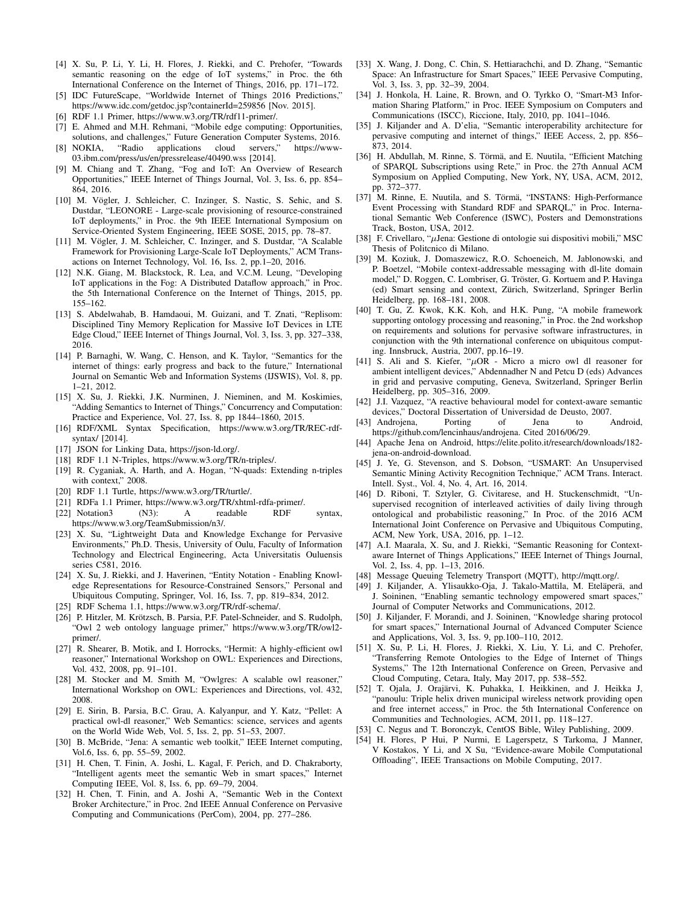[4] X. Su, P. Li, Y. Li, H. Flores, J. Riekki, and C. Prehofer, "Towards semantic reasoning on the edge of IoT systems," in Proc. the 6th International Conference on the Internet of Things, 2016, pp. 171–172.

[5] IDC FutureScape, "Worldwide Internet of Things 2016 Predictions," https://www.idc.com/getdoc.jsp?containerId=259856 [Nov. 2015].

[6] RDF 1.1 Primer, https://www.w3.org/TR/rdf11-primer/.

[7] E. Ahmed and M.H. Rehmani, "Mobile edge computing: Opportunities, solutions, and challenges," Future Generation Computer Systems, 2016.

[8] NOKIA, "Radio applications cloud servers," https://www-03.ibm.com/press/us/en/pressrelease/40490.wss [2014].

[9] M. Chiang and T. Zhang, "Fog and IoT: An Overview of Research Opportunities," IEEE Internet of Things Journal, Vol. 3, Iss. 6, pp. 854–864, 2016.

[10] M. Vögler, J. Schleicher, C. Inzinger, S. Nastic, S. Sehic, and S. Dustdar, "LEONORE - Large-scale provisioning of resource-constrained IoT deployments," in Proc. the 9th IEEE International Symposium on Service-Oriented System Engineering, IEEE SOSE, 2015, pp. 78–87.

[11] M. Vögler, J. M. Schleicher, C. Inzinger, and S. Dustdar, "A Scalable Framework for Provisioning Large-Scale IoT Deployments," ACM Transactions on Internet Technology, Vol. 16, Iss. 2, pp.1–20, 2016.

[12] N.K. Giang, M. Blackstock, R. Lea, and V.C.M. Leung, "Developing IoT applications in the Fog: A Distributed Dataflow approach," in Proc. the 5th International Conference on the Internet of Things, 2015, pp. 155–162.

[13] S. Abdelwahab, B. Hamdaoui, M. Guizani, and T. Znati, "Replisom: Disciplined Tiny Memory Replication for Massive IoT Devices in LTE Edge Cloud," IEEE Internet of Things Journal, Vol. 3, Iss. 3, pp. 327–338, 2016.

[14] P. Barnaghi, W. Wang, C. Henson, and K. Taylor, "Semantics for the internet of things: early progress and back to the future," International Journal on Semantic Web and Information Systems (IJSWIS), Vol. 8, pp. 1–21, 2012.

[15] X. Su, J. Riekki, J.K. Nurminen, J. Nieminen, and M. Koskimies, "Adding Semantics to Internet of Things," Concurrency and Computation: Practice and Experience, Vol. 27, Iss. 8, pp 1844–1860, 2015.

[16] RDF/XML Syntax Specification, https://www.w3.org/TR/REC-rdf-syntax/ [2014].

[17] JSON for Linking Data, https://json-ld.org/.

[18] RDF 1.1 N-Triples, https://www.w3.org/TR/n-triples/.

[19] R. Cyganiak, A. Harth, and A. Hogan, "N-quads: Extending n-triples with context," 2008.

[20] RDF 1.1 Turtle, https://www.w3.org/TR/turtle/.

[21] RDFa 1.1 Primer, https://www.w3.org/TR/xhtml-rdfa-primer/.

[22] Notation3 (N3): A readable RDF syntax, https://www.w3.org/TeamSubmission/n3/.

[23] X. Su, "Lightweight Data and Knowledge Exchange for Pervasive Environments," Ph.D. Thesis, University of Oulu, Faculty of Information Technology and Electrical Engineering, Acta Universitatis Ouluensis series C581, 2016.

[24] X. Su, J. Riekki, and J. Haverinen, "Entity Notation - Enabling Knowledge Representations for Resource-Constrained Sensors," Personal and Ubiquitous Computing, Springer, Vol. 16, Iss. 7, pp. 819–834, 2012.

[25] RDF Schema 1.1, https://www.w3.org/TR/rdf-schema/.

[26] P. Hitzler, M. Krötzsch, B. Parsia, P.F. Patel-Schneider, and S. Rudolph, "Owl 2 web ontology language primer," https://www.w3.org/TR/owl2-primer/.

[27] R. Shearer, B. Motik, and I. Horrocks, "Hermit: A highly-efficient owl reasoner," International Workshop on OWL: Experiences and Directions, Vol. 432, 2008, pp. 91–101.

[28] M. Stocker and M. Smith M, "Owlgres: A scalable owl reasoner," International Workshop on OWL: Experiences and Directions, vol. 432, 2008.

[29] E. Sirin, B. Parsia, B.C. Grau, A. Kalyanpur, and Y. Katz, "Pellet: A practical owl-dl reasoner," Web Semantics: science, services and agents on the World Wide Web, Vol. 5, Iss. 2, pp. 51–53, 2007.

[30] B. McBride, "Jena: A semantic web toolkit," IEEE Internet computing, Vol.6, Iss. 6, pp. 55–59, 2002.

[31] H. Chen, T. Finin, A. Joshi, L. Kagal, F. Perich, and D. Chakraborty, "Intelligent agents meet the semantic Web in smart spaces," Internet Computing IEEE, Vol. 8, Iss. 6, pp. 69–79, 2004.

[32] H. Chen, T. Finin, and A. Joshi A, "Semantic Web in the Context Broker Architecture," in Proc. 2nd IEEE Annual Conference on Pervasive Computing and Communications (PerCom), 2004, pp. 277–286.

[33] X. Wang, J. Dong, C. Chin, S. Hettiarachchi, and D. Zhang, "Semantic Space: An Infrastructure for Smart Spaces," IEEE Pervasive Computing, Vol. 3, Iss. 3, pp. 32–39, 2004.

[34] J. Honkola, H. Laine, R. Brown, and O. Tyrkko O, "Smart-M3 Information Sharing Platform," in Proc. IEEE Symposium on Computers and Communications (ISCC), Riccione, Italy, 2010, pp. 1041–1046.

[35] J. Kiljander and A. D'elia, "Semantic interoperability architecture for pervasive computing and internet of things," IEEE Access, 2, pp. 856–873, 2014.

[36] H. Abdullah, M. Rinne, S. Törmä, and E. Nuutila, "Efficient Matching of SPARQL Subscriptions using Rete," in Proc. the 27th Annual ACM Symposium on Applied Computing, New York, NY, USA, ACM, 2012, pp. 372–377.

[37] M. Rinne, E. Nuutila, and S. Törmä, "INSTANS: High-Performance Event Processing with Standard RDF and SPARQL," in Proc. International Semantic Web Conference (ISWC), Posters and Demonstrations Track, Boston, USA, 2012.

[38] F. Crivellaro, "$\mu$Jena: Gestione di ontologie sui dispositivi mobili," MSC Thesis of Politcnico di Milano.

[39] M. Koziuk, J. Domaszewicz, R.O. Schoeneich, M. Jablonowski, and P. Boetzel, "Mobile context-addressable messaging with dl-lite domain model," D. Roggen, C. Lombriser, G. Tröster, G. Kortuem and P. Havinga (ed) Smart sensing and context, Zürich, Switzerland, Springer Berlin Heidelberg, pp. 168–181, 2008.

[40] T. Gu, Z. Kwok, K.K. Koh, and H.K. Pung, "A mobile framework supporting ontology processing and reasoning," in Proc. the 2nd workshop on requirements and solutions for pervasive software infrastructures, in conjunction with the 9th international conference on ubiquitous computing. Innsbruck, Austria, 2007, pp.16–19.

[41] S. Ali and S. Kiefer, "$\mu$OR - Micro a micro owl dl reasoner for ambient intelligent devices," Abdennadher N and Petcu D (eds) Advances in grid and pervasive computing, Geneva, Switzerland, Springer Berlin Heidelberg, pp. 305–316, 2009.

[42] J.I. Vazquez, "A reactive behavioural model for context-aware semantic devices," Doctoral Dissertation of Universidad de Deusto, 2007.

[43] Androjena, Porting of Jena to Android, https://github.com/lencinhaus/androjena. Cited 2016/06/29.

[44] Apache Jena on Android, https://elite.polito.it/research/downloads/182-jena-on-android-download.

[45] J. Ye, G. Stevenson, and S. Dobson, "USMART: An Unsupervised Semantic Mining Activity Recognition Technique," ACM Trans. Interact. Intell. Syst., Vol. 4, No. 4, Art. 16, 2014.

[46] D. Riboni, T. Sztyler, G. Civitarese, and H. Stuckenschmidt, "Unsupervised recognition of interleaved activities of daily living through ontological and probabilistic reasoning," In Proc. of the 2016 ACM International Joint Conference on Pervasive and Ubiquitous Computing, ACM, New York, USA, 2016, pp. 1–12.

[47] A.I. Maarala, X. Su, and J. Riekki, "Semantic Reasoning for Context-aware Internet of Things Applications," IEEE Internet of Things Journal, Vol. 2, Iss. 4, pp. 1–13, 2016.

[48] Message Queuing Telemetry Transport (MQTT), http://mqtt.org/.

[49] J. Kiljander, A. Ylisaukko-Oja, J. Takalo-Mattila, M. Eteläperä, and J. Soininen, "Enabling semantic technology empowered smart spaces," Journal of Computer Networks and Communications, 2012.

[50] J. Kiljander, F. Morandi, and J. Soininen, "Knowledge sharing protocol for smart spaces," International Journal of Advanced Computer Science and Applications, Vol. 3, Iss. 9, pp.100–110, 2012.

[51] X. Su, P. Li, H. Flores, J. Riekki, X. Liu, Y. Li, and C. Prehofer, "Transferring Remote Ontologies to the Edge of Internet of Things Systems," The 12th International Conference on Green, Pervasive and Cloud Computing, Cetara, Italy, May 2017, pp. 538–552.

[52] T. Ojala, J. Orajärvi, K. Puhakka, I. Heikkinen, and J. Heikka J, "panoulu: Triple helix driven municipal wireless network providing open and free internet access," in Proc. the 5th International Conference on Communities and Technologies, ACM, 2011, pp. 118–127.

[53] C. Negus and T. Boronczyk, CentOS Bible, Wiley Publishing, 2009.

[54] H. Flores, P Hui, P Nurmi, E Lagerspetz, S Tarkoma, J Manner, V Kostakos, Y Li, and X Su, "Evidence-aware Mobile Computational Offloading", IEEE Transactions on Mobile Computing, 2017.